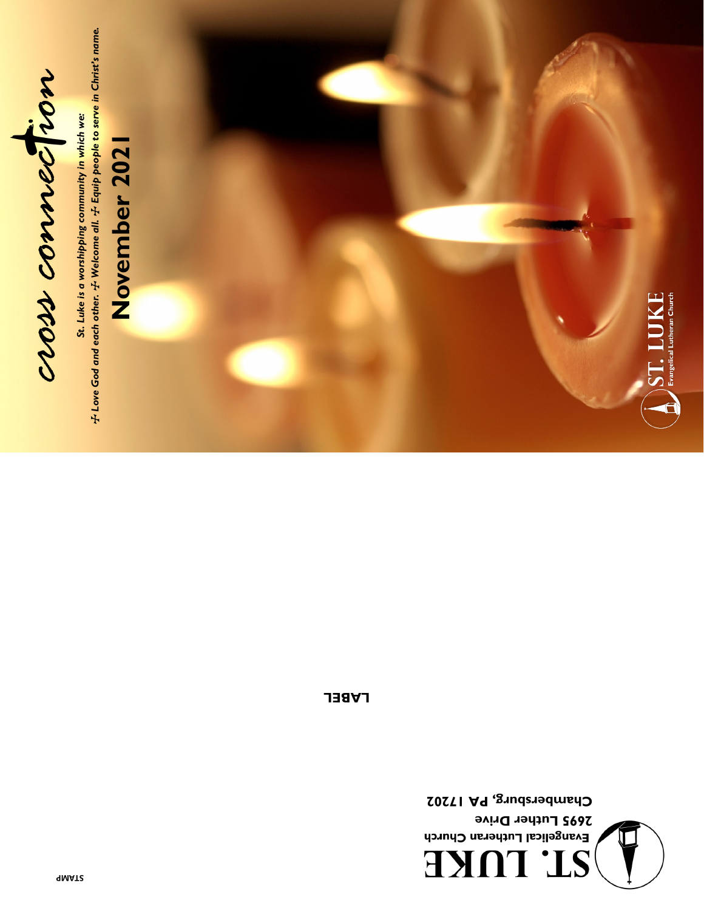# cross connection

*St. Luke is a worshipping community in which we:*
*✠ Love God and each other. ✠ Welcome all. ✠ Equip people to serve in Christ's name.*

## November 2021

**ST. LUKE**
Evangelical Lutheran Church

LABEL

**ST. LUKE**
**Evangelical Lutheran Church**
**2695 Luther Drive**
**Chambersburg, PA 17202**

STAMP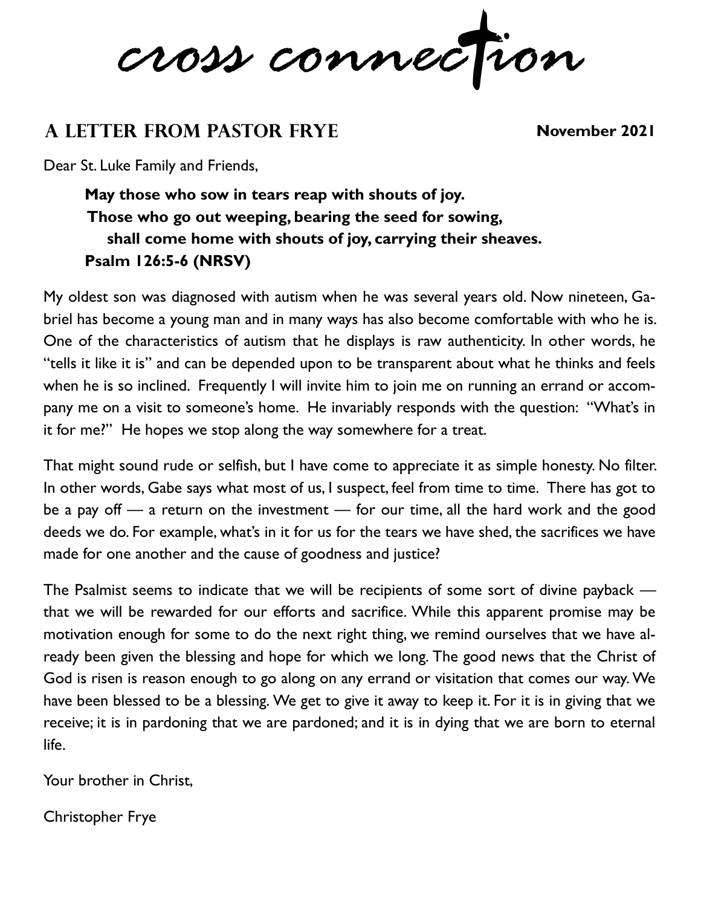# cross connection

## A LETTER FROM PASTOR FRYE

**November 2021**

Dear St. Luke Family and Friends,

> **May those who sow in tears reap with shouts of joy.**
> **Those who go out weeping, bearing the seed for sowing,**
> **shall come home with shouts of joy, carrying their sheaves.**
> **Psalm 126:5-6 (NRSV)**

My oldest son was diagnosed with autism when he was several years old. Now nineteen, Gabriel has become a young man and in many ways has also become comfortable with who he is. One of the characteristics of autism that he displays is raw authenticity. In other words, he "tells it like it is" and can be depended upon to be transparent about what he thinks and feels when he is so inclined. Frequently I will invite him to join me on running an errand or accompany me on a visit to someone's home. He invariably responds with the question: "What's in it for me?" He hopes we stop along the way somewhere for a treat.

That might sound rude or selfish, but I have come to appreciate it as simple honesty. No filter. In other words, Gabe says what most of us, I suspect, feel from time to time. There has got to be a pay off — a return on the investment — for our time, all the hard work and the good deeds we do. For example, what's in it for us for the tears we have shed, the sacrifices we have made for one another and the cause of goodness and justice?

The Psalmist seems to indicate that we will be recipients of some sort of divine payback — that we will be rewarded for our efforts and sacrifice. While this apparent promise may be motivation enough for some to do the next right thing, we remind ourselves that we have already been given the blessing and hope for which we long. The good news that the Christ of God is risen is reason enough to go along on any errand or visitation that comes our way. We have been blessed to be a blessing. We get to give it away to keep it. For it is in giving that we receive; it is in pardoning that we are pardoned; and it is in dying that we are born to eternal life.

Your brother in Christ,

Christopher Frye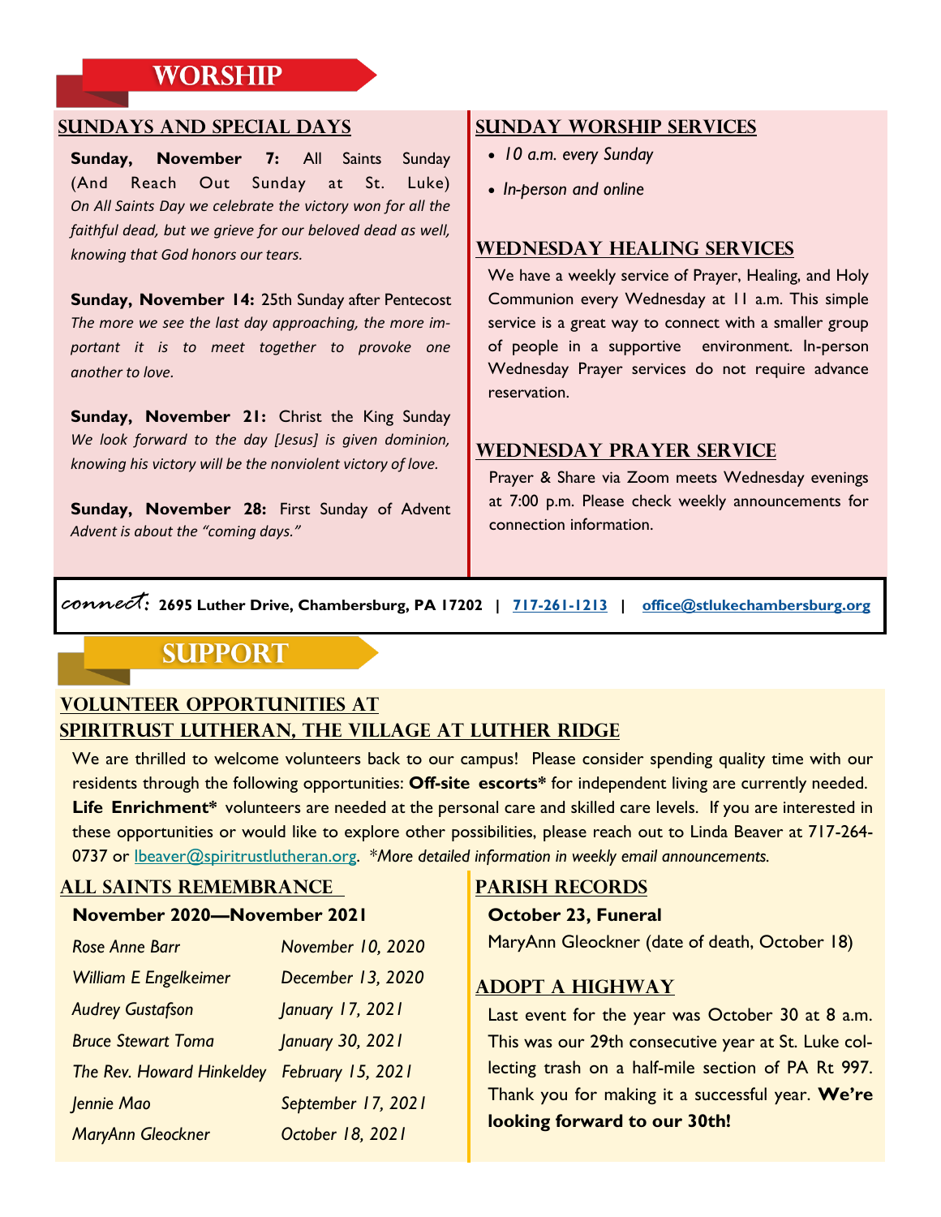# WORSHIP

## SUNDAYS AND SPECIAL DAYS

**Sunday, November 7:** All Saints Sunday (And Reach Out Sunday at St. Luke)
*On All Saints Day we celebrate the victory won for all the faithful dead, but we grieve for our beloved dead as well, knowing that God honors our tears.*

**Sunday, November 14:** 25th Sunday after Pentecost
*The more we see the last day approaching, the more important it is to meet together to provoke one another to love.*

**Sunday, November 21:** Christ the King Sunday
*We look forward to the day [Jesus] is given dominion, knowing his victory will be the nonviolent victory of love.*

**Sunday, November 28:** First Sunday of Advent
*Advent is about the "coming days."*

## SUNDAY WORSHIP SERVICES

- *10 a.m. every Sunday*
- *In-person and online*

## WEDNESDAY HEALING SERVICES

We have a weekly service of Prayer, Healing, and Holy Communion every Wednesday at 11 a.m. This simple service is a great way to connect with a smaller group of people in a supportive environment. In-person Wednesday Prayer services do not require advance reservation.

## WEDNESDAY PRAYER SERVICE

Prayer & Share via Zoom meets Wednesday evenings at 7:00 p.m. Please check weekly announcements for connection information.

*connect:* **2695 Luther Drive, Chambersburg, PA 17202 | 717-261-1213 | office@stlukechambersburg.org**

# SUPPORT

## VOLUNTEER OPPORTUNITIES AT SPIRITRUST LUTHERAN, THE VILLAGE AT LUTHER RIDGE

We are thrilled to welcome volunteers back to our campus! Please consider spending quality time with our residents through the following opportunities: **Off-site escorts*** for independent living are currently needed. **Life Enrichment*** volunteers are needed at the personal care and skilled care levels. If you are interested in these opportunities or would like to explore other possibilities, please reach out to Linda Beaver at 717-264-0737 or lbeaver@spiritrustlutheran.org. *\*More detailed information in weekly email announcements.*

## ALL SAINTS REMEMBRANCE

**November 2020—November 2021**

| | |
|---|---|
| *Rose Anne Barr* | *November 10, 2020* |
| *William E Engelkeimer* | *December 13, 2020* |
| *Audrey Gustafson* | *January 17, 2021* |
| *Bruce Stewart Toma* | *January 30, 2021* |
| *The Rev. Howard Hinkeldey* | *February 15, 2021* |
| *Jennie Mao* | *September 17, 2021* |
| *MaryAnn Gleockner* | *October 18, 2021* |

## PARISH RECORDS

**October 23, Funeral**
MaryAnn Gleockner (date of death, October 18)

## ADOPT A HIGHWAY

Last event for the year was October 30 at 8 a.m. This was our 29th consecutive year at St. Luke collecting trash on a half-mile section of PA Rt 997. Thank you for making it a successful year. **We're looking forward to our 30th!**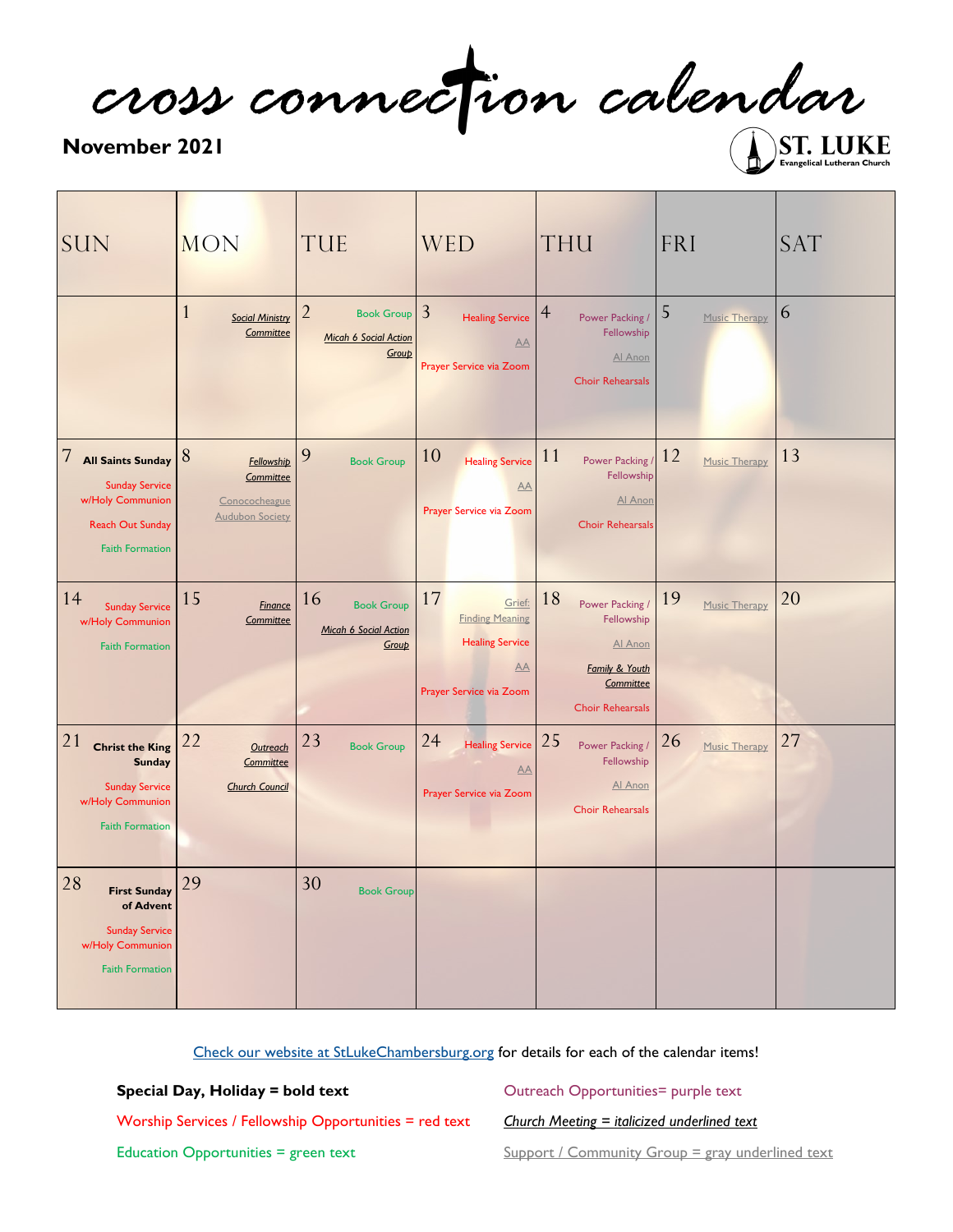# cross connection calendar

**November 2021**

ST. LUKE Evangelical Lutheran Church

| SUN | MON | TUE | WED | THU | FRI | SAT |
|---|---|---|---|---|---|---|
| | 1 *Social Ministry Committee* | 2 Book Group *Micah 6 Social Action Group* | 3 Healing Service AA Prayer Service via Zoom | 4 Power Packing / Fellowship Al Anon Choir Rehearsals | 5 Music Therapy | 6 |
| 7 **All Saints Sunday** Sunday Service w/Holy Communion Reach Out Sunday Faith Formation | 8 *Fellowship Committee* Conococheague Audubon Society | 9 Book Group | 10 Healing Service AA Prayer Service via Zoom | 11 Power Packing / Fellowship Al Anon Choir Rehearsals | 12 Music Therapy | 13 |
| 14 Sunday Service w/Holy Communion Faith Formation | 15 *Finance Committee* | 16 Book Group *Micah 6 Social Action Group* | 17 Grief: Finding Meaning Healing Service AA Prayer Service via Zoom | 18 Power Packing / Fellowship Al Anon *Family & Youth Committee* Choir Rehearsals | 19 Music Therapy | 20 |
| 21 **Christ the King Sunday** Sunday Service w/Holy Communion Faith Formation | 22 *Outreach Committee* *Church Council* | 23 Book Group | 24 Healing Service AA Prayer Service via Zoom | 25 Power Packing / Fellowship Al Anon Choir Rehearsals | 26 Music Therapy | 27 |
| 28 **First Sunday of Advent** Sunday Service w/Holy Communion Faith Formation | 29 | 30 Book Group | | | | |

Check our website at StLukeChambersburg.org for details for each of the calendar items!

**Special Day, Holiday = bold text**

Worship Services / Fellowship Opportunities = red text

Education Opportunities = green text

Outreach Opportunities= purple text

*Church Meeting = italicized underlined text*

Support / Community Group = gray underlined text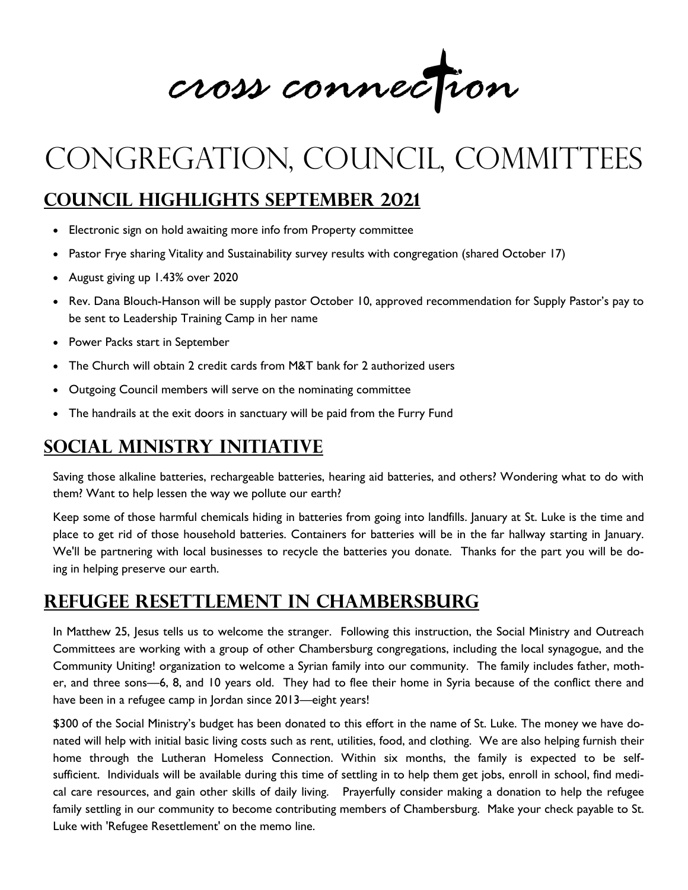cross connection

# CONGREGATION, COUNCIL, COMMITTEES

## COUNCIL HIGHLIGHTS SEPTEMBER 2021

- Electronic sign on hold awaiting more info from Property committee
- Pastor Frye sharing Vitality and Sustainability survey results with congregation (shared October 17)
- August giving up 1.43% over 2020
- Rev. Dana Blouch-Hanson will be supply pastor October 10, approved recommendation for Supply Pastor's pay to be sent to Leadership Training Camp in her name
- Power Packs start in September
- The Church will obtain 2 credit cards from M&T bank for 2 authorized users
- Outgoing Council members will serve on the nominating committee
- The handrails at the exit doors in sanctuary will be paid from the Furry Fund

## SOCIAL MINISTRY INITIATIVE

Saving those alkaline batteries, rechargeable batteries, hearing aid batteries, and others? Wondering what to do with them? Want to help lessen the way we pollute our earth?

Keep some of those harmful chemicals hiding in batteries from going into landfills. January at St. Luke is the time and place to get rid of those household batteries. Containers for batteries will be in the far hallway starting in January. We'll be partnering with local businesses to recycle the batteries you donate. Thanks for the part you will be doing in helping preserve our earth.

## REFUGEE RESETTLEMENT IN CHAMBERSBURG

In Matthew 25, Jesus tells us to welcome the stranger. Following this instruction, the Social Ministry and Outreach Committees are working with a group of other Chambersburg congregations, including the local synagogue, and the Community Uniting! organization to welcome a Syrian family into our community. The family includes father, mother, and three sons—6, 8, and 10 years old. They had to flee their home in Syria because of the conflict there and have been in a refugee camp in Jordan since 2013—eight years!

$300 of the Social Ministry's budget has been donated to this effort in the name of St. Luke. The money we have donated will help with initial basic living costs such as rent, utilities, food, and clothing. We are also helping furnish their home through the Lutheran Homeless Connection. Within six months, the family is expected to be self-sufficient. Individuals will be available during this time of settling in to help them get jobs, enroll in school, find medical care resources, and gain other skills of daily living. Prayerfully consider making a donation to help the refugee family settling in our community to become contributing members of Chambersburg. Make your check payable to St. Luke with 'Refugee Resettlement' on the memo line.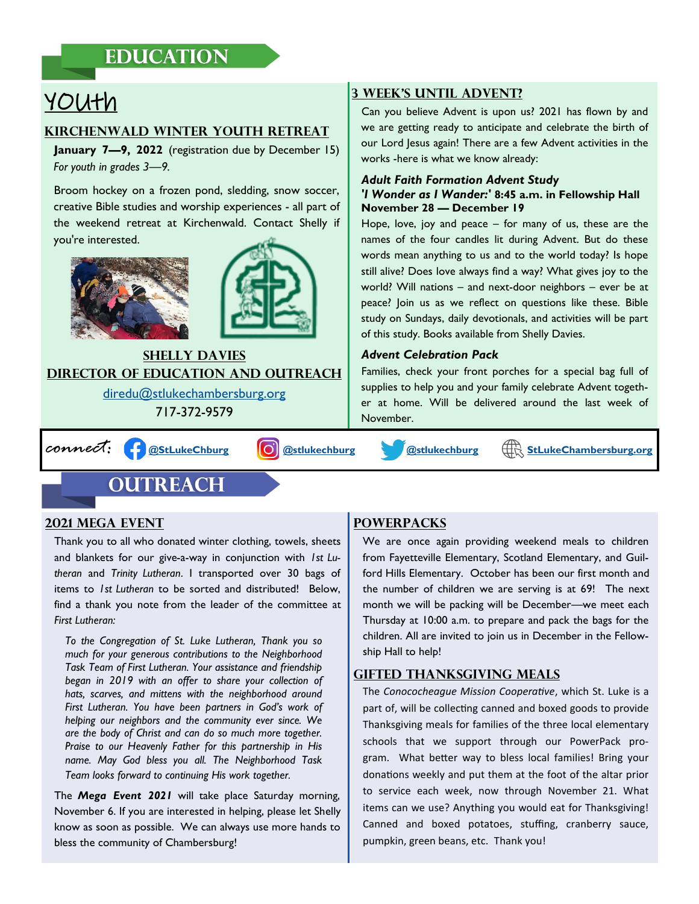# EDUCATION

## YOUth

### KIRCHENWALD WINTER YOUTH RETREAT

**January 7—9, 2022** (registration due by December 15)
*For youth in grades 3—9.*

Broom hockey on a frozen pond, sledding, snow soccer, creative Bible studies and worship experiences - all part of the weekend retreat at Kirchenwald. Contact Shelly if you're interested.

**SHELLY DAVIES**
**DIRECTOR OF EDUCATION AND OUTREACH**
diredu@stlukechambersburg.org
717-372-9579

### 3 WEEK'S UNTIL ADVENT?

Can you believe Advent is upon us? 2021 has flown by and we are getting ready to anticipate and celebrate the birth of our Lord Jesus again! There are a few Advent activities in the works -here is what we know already:

***Adult Faith Formation Advent Study***
**'*I Wonder as I Wander:*' 8:45 a.m. in Fellowship Hall**
**November 28 — December 19**

Hope, love, joy and peace – for many of us, these are the names of the four candles lit during Advent. But do these words mean anything to us and to the world today? Is hope still alive? Does love always find a way? What gives joy to the world? Will nations – and next-door neighbors – ever be at peace? Join us as we reflect on questions like these. Bible study on Sundays, daily devotionals, and activities will be part of this study. Books available from Shelly Davies.

***Advent Celebration Pack***

Families, check your front porches for a special bag full of supplies to help you and your family celebrate Advent together at home. Will be delivered around the last week of November.

connect: @StLukeChburg | @stlukechburg | @stlukechburg | StLukeChambersburg.org

# OUTREACH

### 2021 MEGA EVENT

Thank you to all who donated winter clothing, towels, sheets and blankets for our give-a-way in conjunction with *1st Lutheran* and *Trinity Lutheran*. I transported over 30 bags of items to *1st Lutheran* to be sorted and distributed! Below, find a thank you note from the leader of the committee at *First Lutheran:*

> *To the Congregation of St. Luke Lutheran, Thank you so much for your generous contributions to the Neighborhood Task Team of First Lutheran. Your assistance and friendship began in 2019 with an offer to share your collection of hats, scarves, and mittens with the neighborhood around First Lutheran. You have been partners in God's work of helping our neighbors and the community ever since. We are the body of Christ and can do so much more together. Praise to our Heavenly Father for this partnership in His name. May God bless you all. The Neighborhood Task Team looks forward to continuing His work together.*

The ***Mega Event 2021*** will take place Saturday morning, November 6. If you are interested in helping, please let Shelly know as soon as possible. We can always use more hands to bless the community of Chambersburg!

### POWERPACKS

We are once again providing weekend meals to children from Fayetteville Elementary, Scotland Elementary, and Guilford Hills Elementary. October has been our first month and the number of children we are serving is at 69! The next month we will be packing will be December—we meet each Thursday at 10:00 a.m. to prepare and pack the bags for the children. All are invited to join us in December in the Fellowship Hall to help!

### GIFTED THANKSGIVING MEALS

The *Conococheague Mission Cooperative*, which St. Luke is a part of, will be collecting canned and boxed goods to provide Thanksgiving meals for families of the three local elementary schools that we support through our PowerPack program. What better way to bless local families! Bring your donations weekly and put them at the foot of the altar prior to service each week, now through November 21. What items can we use? Anything you would eat for Thanksgiving! Canned and boxed potatoes, stuffing, cranberry sauce, pumpkin, green beans, etc. Thank you!